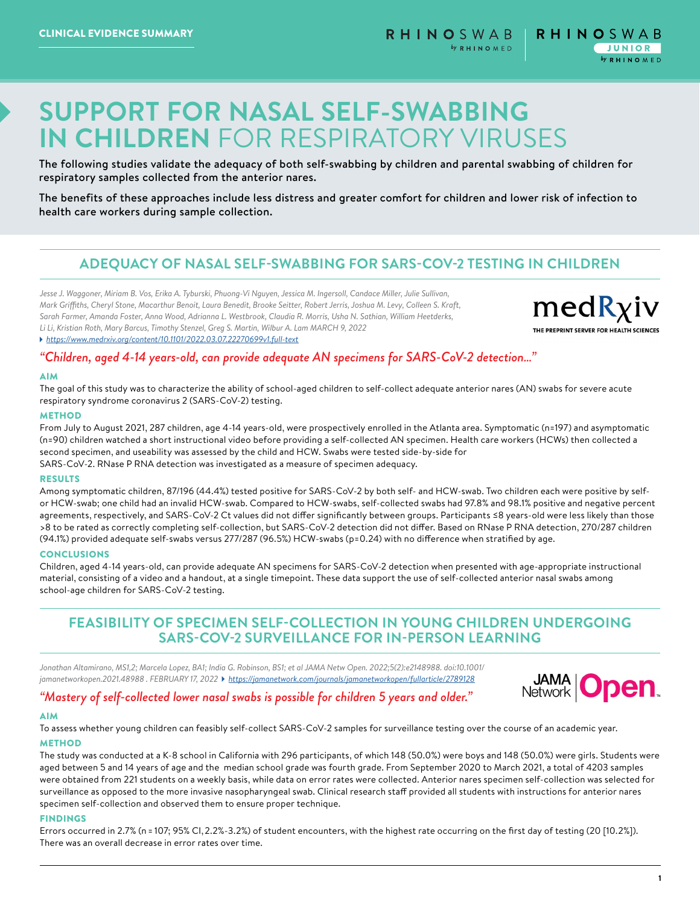CLINICAL EVIDENCE SUMMARY

# SUPPORT FOR NASAL SELF-SWABBING IN CHILDREN FOR RESPIRATORY VIRUSES

The following studies validate the adequacy of both self-swabbing by children and parental swabbing of children for respiratory samples collected from the anterior nares.

The benefits of these approaches include less distress and greater comfort for children and lower risk of infection to health care workers during sample collection.

## ADEQUACY OF NASAL SELF-SWABBING FOR SARS-COV-2 TESTING IN CHILDREN

*Jesse J. Waggoner, Miriam B. Vos, Erika A. Tyburski, Phuong-Vi Nguyen, Jessica M. Ingersoll, Candace Miller, Julie Sullivan, Mark Griffiths, Cheryl Stone, Macarthur Benoit, Laura Benedit, Brooke Seitter, Robert Jerris, Joshua M. Levy, Colleen S. Kraft, Sarah Farmer, Amanda Foster, Anna Wood, Adrianna L. Westbrook, Claudia R. Morris, Usha N. Sathian, William Heetderks, Li Li, Kristian Roth, Mary Barcus, Timothy Stenzel, Greg S. Martin, Wilbur A. Lam MARCH 9, 2022*

*https://www.medrxiv.org/content/10.1101/2022.03.07.22270699v1.full-text*

medRxiv — THE PREPRINT SERVER FOR HEALTH SCIENCES

*"Children, aged 4-14 years-old, can provide adequate AN specimens for SARS-CoV-2 detection..."*

### AIM

The goal of this study was to characterize the ability of school-aged children to self-collect adequate anterior nares (AN) swabs for severe acute respiratory syndrome coronavirus 2 (SARS-CoV-2) testing.

### METHOD

From July to August 2021, 287 children, age 4-14 years-old, were prospectively enrolled in the Atlanta area. Symptomatic (n=197) and asymptomatic (n=90) children watched a short instructional video before providing a self-collected AN specimen. Health care workers (HCWs) then collected a second specimen, and useability was assessed by the child and HCW. Swabs were tested side-by-side for SARS-CoV-2. RNase P RNA detection was investigated as a measure of specimen adequacy.

### RESULTS

Among symptomatic children, 87/196 (44.4%) tested positive for SARS-CoV-2 by both self- and HCW-swab. Two children each were positive by self- or HCW-swab; one child had an invalid HCW-swab. Compared to HCW-swabs, self-collected swabs had 97.8% and 98.1% positive and negative percent agreements, respectively, and SARS-CoV-2 Ct values did not differ significantly between groups. Participants ≤8 years-old were less likely than those >8 to be rated as correctly completing self-collection, but SARS-CoV-2 detection did not differ. Based on RNase P RNA detection, 270/287 children (94.1%) provided adequate self-swabs versus 277/287 (96.5%) HCW-swabs (p=0.24) with no difference when stratified by age.

### CONCLUSIONS

Children, aged 4-14 years-old, can provide adequate AN specimens for SARS-CoV-2 detection when presented with age-appropriate instructional material, consisting of a video and a handout, at a single timepoint. These data support the use of self-collected anterior nasal swabs among school-age children for SARS-CoV-2 testing.

## FEASIBILITY OF SPECIMEN SELF-COLLECTION IN YOUNG CHILDREN UNDERGOING SARS-COV-2 SURVEILLANCE FOR IN-PERSON LEARNING

*Jonathan Altamirano, MS1,2; Marcela Lopez, BA1; India G. Robinson, BS1; et al JAMA Netw Open. 2022;5(2):e2148988. doi:10.1001/jamanetworkopen.2021.48988 . FEBRUARY 17, 2022* *https://jamanetwork.com/journals/jamanetworkopen/fullarticle/2789128*

JAMA Network Open

*"Mastery of self-collected lower nasal swabs is possible for children 5 years and older."*

### AIM

To assess whether young children can feasibly self-collect SARS-CoV-2 samples for surveillance testing over the course of an academic year.

### METHOD

The study was conducted at a K-8 school in California with 296 participants, of which 148 (50.0%) were boys and 148 (50.0%) were girls. Students were aged between 5 and 14 years of age and the median school grade was fourth grade. From September 2020 to March 2021, a total of 4203 samples were obtained from 221 students on a weekly basis, while data on error rates were collected. Anterior nares specimen self-collection was selected for surveillance as opposed to the more invasive nasopharyngeal swab. Clinical research staff provided all students with instructions for anterior nares specimen self-collection and observed them to ensure proper technique.

### FINDINGS

Errors occurred in 2.7% (n = 107; 95% CI, 2.2%-3.2%) of student encounters, with the highest rate occurring on the first day of testing (20 [10.2%]). There was an overall decrease in error rates over time.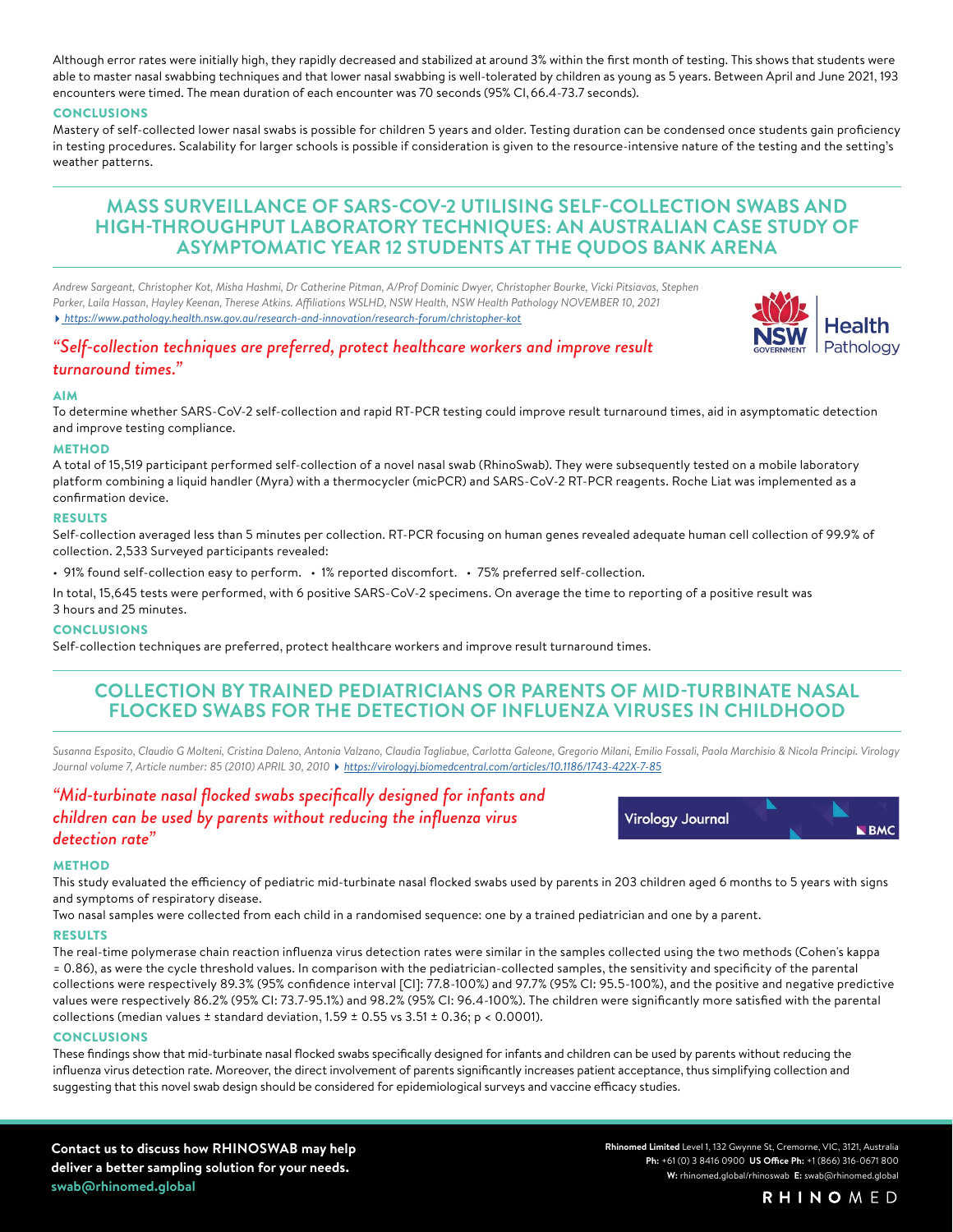Although error rates were initially high, they rapidly decreased and stabilized at around 3% within the first month of testing. This shows that students were able to master nasal swabbing techniques and that lower nasal swabbing is well-tolerated by children as young as 5 years. Between April and June 2021, 193 encounters were timed. The mean duration of each encounter was 70 seconds (95% CI, 66.4-73.7 seconds).

### CONCLUSIONS

Mastery of self-collected lower nasal swabs is possible for children 5 years and older. Testing duration can be condensed once students gain proficiency in testing procedures. Scalability for larger schools is possible if consideration is given to the resource-intensive nature of the testing and the setting's weather patterns.

## MASS SURVEILLANCE OF SARS-COV-2 UTILISING SELF-COLLECTION SWABS AND HIGH-THROUGHPUT LABORATORY TECHNIQUES: AN AUSTRALIAN CASE STUDY OF ASYMPTOMATIC YEAR 12 STUDENTS AT THE QUDOS BANK ARENA

*Andrew Sargeant, Christopher Kot, Misha Hashmi, Dr Catherine Pitman, A/Prof Dominic Dwyer, Christopher Bourke, Vicki Pitsiavas, Stephen Parker, Laila Hassan, Hayley Keenan, Therese Atkins. Affiliations WSLHD, NSW Health, NSW Health Pathology NOVEMBER 10, 2021*
https://www.pathology.health.nsw.gov.au/research-and-innovation/research-forum/christopher-kot

NSW GOVERNMENT | Health Pathology

*"Self-collection techniques are preferred, protect healthcare workers and improve result turnaround times."*

### AIM

To determine whether SARS-CoV-2 self-collection and rapid RT-PCR testing could improve result turnaround times, aid in asymptomatic detection and improve testing compliance.

### METHOD

A total of 15,519 participant performed self-collection of a novel nasal swab (RhinoSwab). They were subsequently tested on a mobile laboratory platform combining a liquid handler (Myra) with a thermocycler (micPCR) and SARS-CoV-2 RT-PCR reagents. Roche Liat was implemented as a confirmation device.

### RESULTS

Self-collection averaged less than 5 minutes per collection. RT-PCR focusing on human genes revealed adequate human cell collection of 99.9% of collection. 2,533 Surveyed participants revealed:

- 91% found self-collection easy to perform.
- 1% reported discomfort.
- 75% preferred self-collection.

In total, 15,645 tests were performed, with 6 positive SARS-CoV-2 specimens. On average the time to reporting of a positive result was 3 hours and 25 minutes.

### CONCLUSIONS

Self-collection techniques are preferred, protect healthcare workers and improve result turnaround times.

## COLLECTION BY TRAINED PEDIATRICIANS OR PARENTS OF MID-TURBINATE NASAL FLOCKED SWABS FOR THE DETECTION OF INFLUENZA VIRUSES IN CHILDHOOD

*Susanna Esposito, Claudio G Molteni, Cristina Daleno, Antonia Valzano, Claudia Tagliabue, Carlotta Galeone, Gregorio Milani, Emilio Fossali, Paola Marchisio & Nicola Principi. Virology Journal volume 7, Article number: 85 (2010) APRIL 30, 2010* https://virologyj.biomedcentral.com/articles/10.1186/1743-422X-7-85

Virology Journal BMC

*"Mid-turbinate nasal flocked swabs specifically designed for infants and children can be used by parents without reducing the influenza virus detection rate"*

### METHOD

This study evaluated the efficiency of pediatric mid-turbinate nasal flocked swabs used by parents in 203 children aged 6 months to 5 years with signs and symptoms of respiratory disease.

Two nasal samples were collected from each child in a randomised sequence: one by a trained pediatrician and one by a parent.

### RESULTS

The real-time polymerase chain reaction influenza virus detection rates were similar in the samples collected using the two methods (Cohen's kappa = 0.86), as were the cycle threshold values. In comparison with the pediatrician-collected samples, the sensitivity and specificity of the parental collections were respectively 89.3% (95% confidence interval [CI]: 77.8-100%) and 97.7% (95% CI: 95.5-100%), and the positive and negative predictive values were respectively 86.2% (95% CI: 73.7-95.1%) and 98.2% (95% CI: 96.4-100%). The children were significantly more satisfied with the parental collections (median values ± standard deviation, 1.59 ± 0.55 vs 3.51 ± 0.36; $p < 0.0001$).

### CONCLUSIONS

These findings show that mid-turbinate nasal flocked swabs specifically designed for infants and children can be used by parents without reducing the influenza virus detection rate. Moreover, the direct involvement of parents significantly increases patient acceptance, thus simplifying collection and suggesting that this novel swab design should be considered for epidemiological surveys and vaccine efficacy studies.

**Contact us to discuss how RHINOSWAB may help deliver a better sampling solution for your needs.**
**swab@rhinomed.global**

**Rhinomed Limited** Level 1, 132 Gwynne St, Cremorne, VIC, 3121, Australia
**Ph:** +61 (0) 3 8416 0900 **US Office Ph:** +1 (866) 316-0671 800
**W:** rhinomed.global/rhinoswab **E:** swab@rhinomed.global

RHINOMED